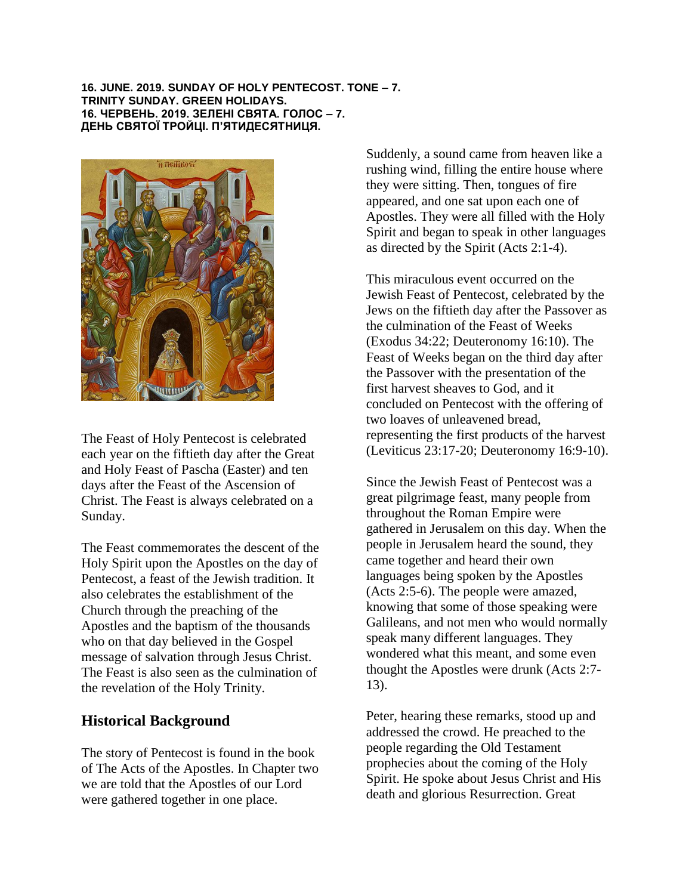**16. JUNE. 2019. SUNDAY OF HOLY PENTECOST. TONE – 7.**
**TRINITY SUNDAY. GREEN HOLIDAYS.**
**16. ЧЕРВЕНЬ. 2019. ЗЕЛЕНІ СВЯТА. ГОЛОС – 7.**
**ДЕНЬ СВЯТОЇ ТРОЙЦІ. П'ЯТИДЕСЯТНИЦЯ.**

The Feast of Holy Pentecost is celebrated each year on the fiftieth day after the Great and Holy Feast of Pascha (Easter) and ten days after the Feast of the Ascension of Christ. The Feast is always celebrated on a Sunday.

The Feast commemorates the descent of the Holy Spirit upon the Apostles on the day of Pentecost, a feast of the Jewish tradition. It also celebrates the establishment of the Church through the preaching of the Apostles and the baptism of the thousands who on that day believed in the Gospel message of salvation through Jesus Christ. The Feast is also seen as the culmination of the revelation of the Holy Trinity.

## Historical Background

The story of Pentecost is found in the book of The Acts of the Apostles. In Chapter two we are told that the Apostles of our Lord were gathered together in one place.

Suddenly, a sound came from heaven like a rushing wind, filling the entire house where they were sitting. Then, tongues of fire appeared, and one sat upon each one of Apostles. They were all filled with the Holy Spirit and began to speak in other languages as directed by the Spirit (Acts 2:1-4).

This miraculous event occurred on the Jewish Feast of Pentecost, celebrated by the Jews on the fiftieth day after the Passover as the culmination of the Feast of Weeks (Exodus 34:22; Deuteronomy 16:10). The Feast of Weeks began on the third day after the Passover with the presentation of the first harvest sheaves to God, and it concluded on Pentecost with the offering of two loaves of unleavened bread, representing the first products of the harvest (Leviticus 23:17-20; Deuteronomy 16:9-10).

Since the Jewish Feast of Pentecost was a great pilgrimage feast, many people from throughout the Roman Empire were gathered in Jerusalem on this day. When the people in Jerusalem heard the sound, they came together and heard their own languages being spoken by the Apostles (Acts 2:5-6). The people were amazed, knowing that some of those speaking were Galileans, and not men who would normally speak many different languages. They wondered what this meant, and some even thought the Apostles were drunk (Acts 2:7-13).

Peter, hearing these remarks, stood up and addressed the crowd. He preached to the people regarding the Old Testament prophecies about the coming of the Holy Spirit. He spoke about Jesus Christ and His death and glorious Resurrection. Great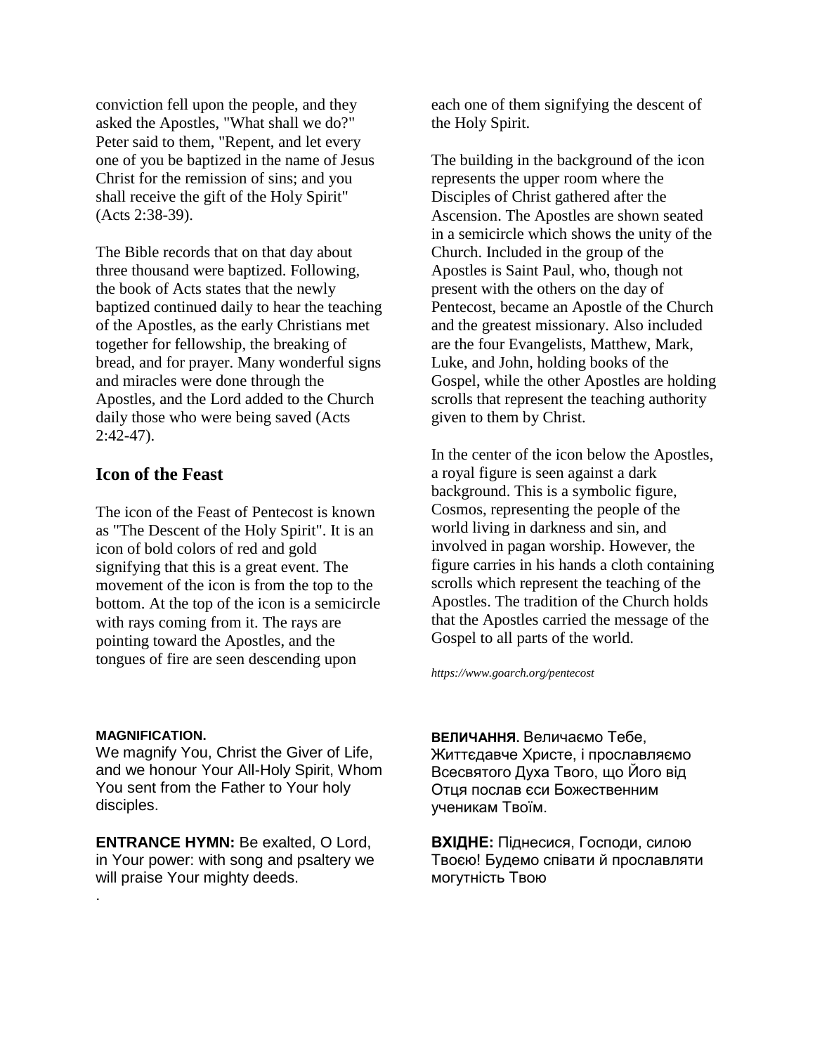conviction fell upon the people, and they asked the Apostles, "What shall we do?" Peter said to them, "Repent, and let every one of you be baptized in the name of Jesus Christ for the remission of sins; and you shall receive the gift of the Holy Spirit" (Acts 2:38-39).

The Bible records that on that day about three thousand were baptized. Following, the book of Acts states that the newly baptized continued daily to hear the teaching of the Apostles, as the early Christians met together for fellowship, the breaking of bread, and for prayer. Many wonderful signs and miracles were done through the Apostles, and the Lord added to the Church daily those who were being saved (Acts 2:42-47).

## Icon of the Feast

The icon of the Feast of Pentecost is known as "The Descent of the Holy Spirit". It is an icon of bold colors of red and gold signifying that this is a great event. The movement of the icon is from the top to the bottom. At the top of the icon is a semicircle with rays coming from it. The rays are pointing toward the Apostles, and the tongues of fire are seen descending upon each one of them signifying the descent of the Holy Spirit.

The building in the background of the icon represents the upper room where the Disciples of Christ gathered after the Ascension. The Apostles are shown seated in a semicircle which shows the unity of the Church. Included in the group of the Apostles is Saint Paul, who, though not present with the others on the day of Pentecost, became an Apostle of the Church and the greatest missionary. Also included are the four Evangelists, Matthew, Mark, Luke, and John, holding books of the Gospel, while the other Apostles are holding scrolls that represent the teaching authority given to them by Christ.

In the center of the icon below the Apostles, a royal figure is seen against a dark background. This is a symbolic figure, Cosmos, representing the people of the world living in darkness and sin, and involved in pagan worship. However, the figure carries in his hands a cloth containing scrolls which represent the teaching of the Apostles. The tradition of the Church holds that the Apostles carried the message of the Gospel to all parts of the world.

*https://www.goarch.org/pentecost*

**MAGNIFICATION.**
We magnify You, Christ the Giver of Life, and we honour Your All-Holy Spirit, Whom You sent from the Father to Your holy disciples.

**ENTRANCE HYMN:** Be exalted, O Lord, in Your power: with song and psaltery we will praise Your mighty deeds.

**ВЕЛИЧАННЯ.** Величаємо Тебе, Життєдавче Христе, і прославляємо Всесвятого Духа Твого, що Його від Отця послав єси Божественним ученикам Твоїм.

**ВХІДНЕ:** Піднесися, Господи, силою Твоєю! Будемо співати й прославляти могутність Твою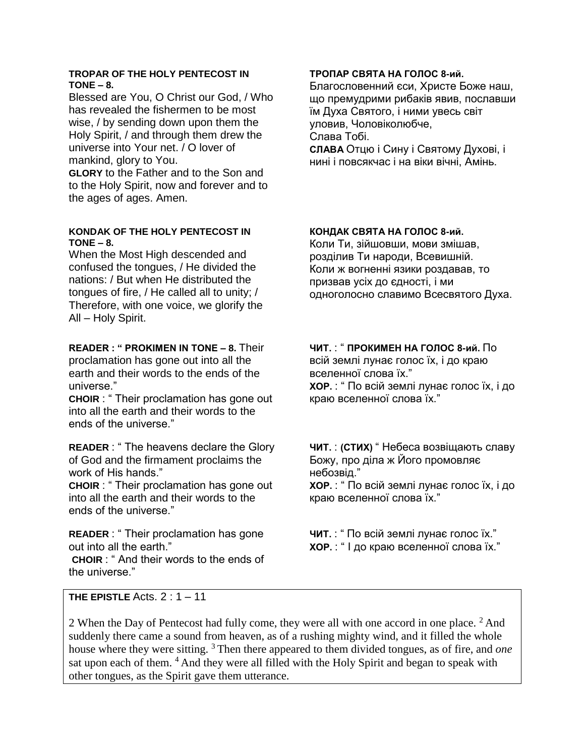**TROPAR OF THE HOLY PENTECOST IN TONE – 8.**
Blessed are You, O Christ our God, / Who has revealed the fishermen to be most wise, / by sending down upon them the Holy Spirit, / and through them drew the universe into Your net. / O lover of mankind, glory to You.
**GLORY** to the Father and to the Son and to the Holy Spirit, now and forever and to the ages of ages. Amen.

**ТРОПАР СВЯТА НА ГОЛОС 8-ий.**
Благословенний єси, Христе Боже наш, що премудрими рибаків явив, пославши їм Духа Святого, і ними увесь світ уловив, Чоловіколюбче,
Слава Тобі.
**СЛАВА** Отцю і Сину і Святому Духові, і нині і повсякчас і на віки вічні, Амінь.

**KONDAK OF THE HOLY PENTECOST IN TONE – 8.**
When the Most High descended and confused the tongues, / He divided the nations: / But when He distributed the tongues of fire, / He called all to unity; / Therefore, with one voice, we glorify the All – Holy Spirit.

**КОНДАК СВЯТА НА ГОЛОС 8-ий.**
Коли Ти, зійшовши, мови змішав, розділив Ти народи, Всевишній. Коли ж вогненні язики роздавав, то призвав усіх до єдності, і ми одноголосно славимо Всесвятого Духа.

**READER : " PROKIMEN IN TONE – 8.** Their proclamation has gone out into all the earth and their words to the ends of the universe."
**CHOIR** : " Their proclamation has gone out into all the earth and their words to the ends of the universe."

**READER** : " The heavens declare the Glory of God and the firmament proclaims the work of His hands."
**CHOIR** : " Their proclamation has gone out into all the earth and their words to the ends of the universe."

**READER** : " Their proclamation has gone out into all the earth."
**CHOIR** : " And their words to the ends of the universe."

**ЧИТ.** : " **ПРОКИМЕН НА ГОЛОС 8-ий.** По всій землі лунає голос їх, і до краю вселенної слова їх."
**ХОР.** : " По всій землі лунає голос їх, і до краю вселенної слова їх."

**ЧИТ.** : **(СТИХ)** " Небеса возвіщають славу Божу, про діла ж Його промовляє небозвід."
**ХОР.** : " По всій землі лунає голос їх, і до краю вселенної слова їх."

**ЧИТ.** : " По всій землі лунає голос їх."
**ХОР.** : " І до краю вселенної слова їх."

**THE EPISTLE** Acts. 2 : 1 – 11

2 When the Day of Pentecost had fully come, they were all with one accord in one place. [2] And suddenly there came a sound from heaven, as of a rushing mighty wind, and it filled the whole house where they were sitting. [3] Then there appeared to them divided tongues, as of fire, and *one* sat upon each of them. [4] And they were all filled with the Holy Spirit and began to speak with other tongues, as the Spirit gave them utterance.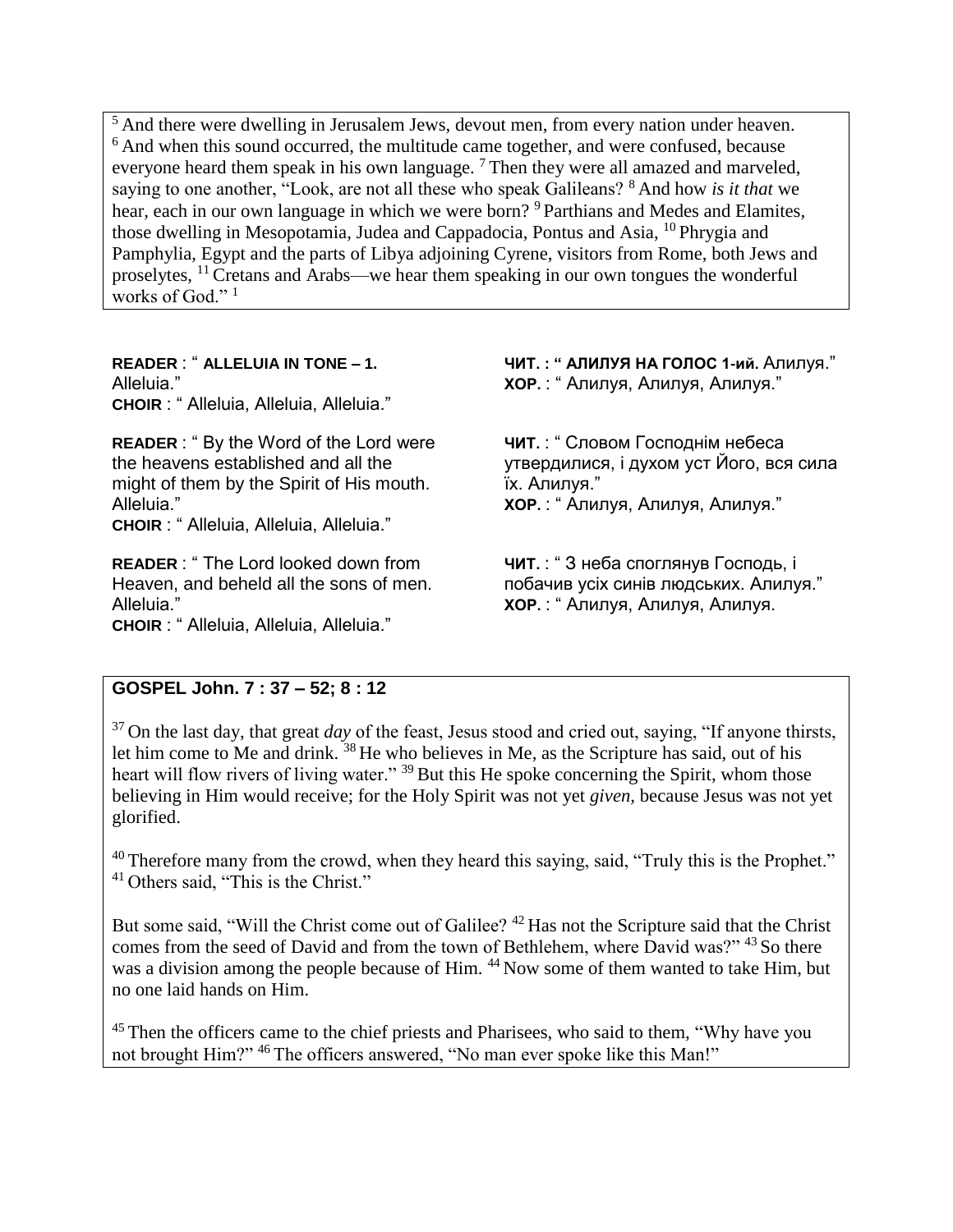[5] And there were dwelling in Jerusalem Jews, devout men, from every nation under heaven. [6] And when this sound occurred, the multitude came together, and were confused, because everyone heard them speak in his own language. [7] Then they were all amazed and marveled, saying to one another, "Look, are not all these who speak Galileans? [8] And how *is it that* we hear, each in our own language in which we were born? [9] Parthians and Medes and Elamites, those dwelling in Mesopotamia, Judea and Cappadocia, Pontus and Asia, [10] Phrygia and Pamphylia, Egypt and the parts of Libya adjoining Cyrene, visitors from Rome, both Jews and proselytes, [11] Cretans and Arabs—we hear them speaking in our own tongues the wonderful works of God." [1]

**READER** : " **ALLELUIA IN TONE – 1.** Alleluia."
**CHOIR** : " Alleluia, Alleluia, Alleluia."

**READER** : " By the Word of the Lord were the heavens established and all the might of them by the Spirit of His mouth. Alleluia."
**CHOIR** : " Alleluia, Alleluia, Alleluia."

**READER** : " The Lord looked down from Heaven, and beheld all the sons of men. Alleluia."
**CHOIR** : " Alleluia, Alleluia, Alleluia."

**ЧИТ. : " АЛИЛУЯ НА ГОЛОС 1-ий.** Алилуя."
**ХОР.** : " Алилуя, Алилуя, Алилуя."

**ЧИТ.** : " Словом Господнім небеса утвердилися, і духом уст Його, вся сила їх. Алилуя."
**ХОР.** : " Алилуя, Алилуя, Алилуя."

**ЧИТ.** : " З неба споглянув Господь, і побачив усіх синів людських. Алилуя."
**ХОР.** : " Алилуя, Алилуя, Алилуя.

## GOSPEL John. 7 : 37 – 52; 8 : 12

[37] On the last day, that great *day* of the feast, Jesus stood and cried out, saying, "If anyone thirsts, let him come to Me and drink. [38] He who believes in Me, as the Scripture has said, out of his heart will flow rivers of living water." [39] But this He spoke concerning the Spirit, whom those believing in Him would receive; for the Holy Spirit was not yet *given*, because Jesus was not yet glorified.

[40] Therefore many from the crowd, when they heard this saying, said, "Truly this is the Prophet." [41] Others said, "This is the Christ."

But some said, "Will the Christ come out of Galilee? [42] Has not the Scripture said that the Christ comes from the seed of David and from the town of Bethlehem, where David was?" [43] So there was a division among the people because of Him. [44] Now some of them wanted to take Him, but no one laid hands on Him.

[45] Then the officers came to the chief priests and Pharisees, who said to them, "Why have you not brought Him?" [46] The officers answered, "No man ever spoke like this Man!"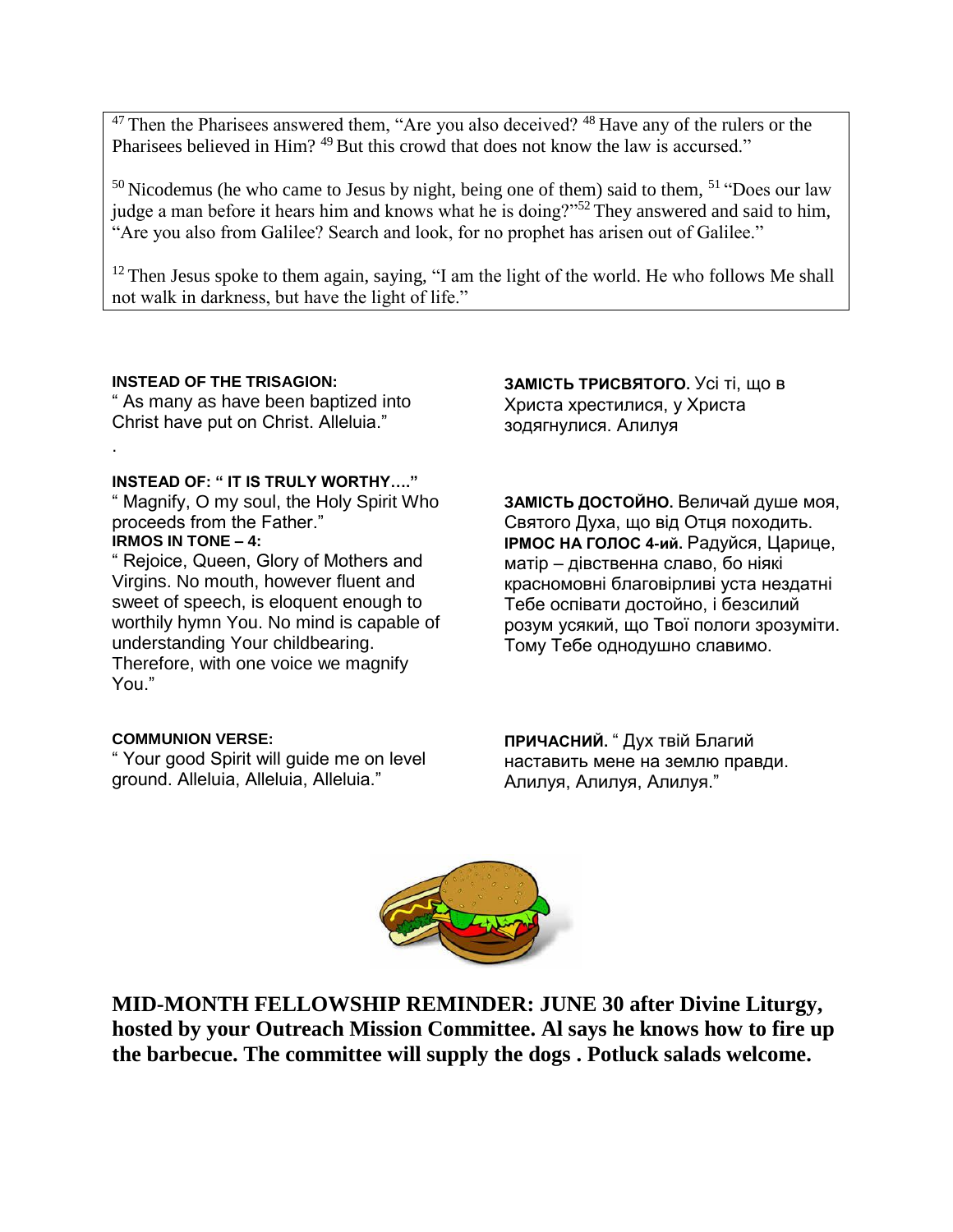[47] Then the Pharisees answered them, "Are you also deceived? [48] Have any of the rulers or the Pharisees believed in Him? [49] But this crowd that does not know the law is accursed."

[50] Nicodemus (he who came to Jesus by night, being one of them) said to them, [51] "Does our law judge a man before it hears him and knows what he is doing?"[52] They answered and said to him, "Are you also from Galilee? Search and look, for no prophet has arisen out of Galilee."

[12] Then Jesus spoke to them again, saying, "I am the light of the world. He who follows Me shall not walk in darkness, but have the light of life."

**INSTEAD OF THE TRISAGION:**
" As many as have been baptized into Christ have put on Christ. Alleluia."

.

**INSTEAD OF: " IT IS TRULY WORTHY…."**
" Magnify, O my soul, the Holy Spirit Who proceeds from the Father."
**IRMOS IN TONE – 4:**
" Rejoice, Queen, Glory of Mothers and Virgins. No mouth, however fluent and sweet of speech, is eloquent enough to worthily hymn You. No mind is capable of understanding Your childbearing. Therefore, with one voice we magnify You."

**COMMUNION VERSE:**
" Your good Spirit will guide me on level ground. Alleluia, Alleluia, Alleluia."

**ЗАМІСТЬ ТРИСВЯТОГО.** Усі ті, що в Христа хрестилися, у Христа зодягнулися. Алилуя

**ЗАМІСТЬ ДОСТОЙНО.** Величай душе моя, Святого Духа, що від Отця походить.
**ІРМОС НА ГОЛОС 4-ий.** Радуйся, Царице, матір – дівственна славо, боніякі красномовні благовірливі уста нездатні Тебе оспівати достойно, і безсилий розум усякий, що Твої пологи зрозуміти. Тому Тебе однодушно славимо.

**ПРИЧАСНИЙ.** " Дух твій Благий наставить мене на землю правди. Алилуя, Алилуя, Алилуя."

**MID-MONTH FELLOWSHIP REMINDER: JUNE 30 after Divine Liturgy, hosted by your Outreach Mission Committee. Al says he knows how to fire up the barbecue. The committee will supply the dogs . Potluck salads welcome.**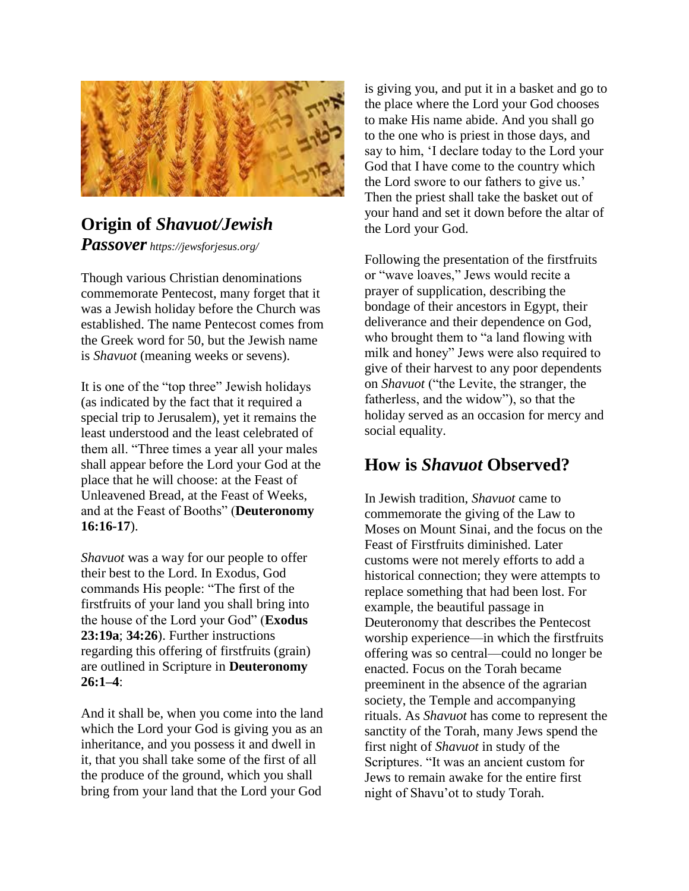## Origin of *Shavuot/Jewish Passover* *https://jewsforjesus.org/*

Though various Christian denominations commemorate Pentecost, many forget that it was a Jewish holiday before the Church was established. The name Pentecost comes from the Greek word for 50, but the Jewish name is *Shavuot* (meaning weeks or sevens).

It is one of the "top three" Jewish holidays (as indicated by the fact that it required a special trip to Jerusalem), yet it remains the least understood and the least celebrated of them all. "Three times a year all your males shall appear before the Lord your God at the place that he will choose: at the Feast of Unleavened Bread, at the Feast of Weeks, and at the Feast of Booths" (**Deuteronomy 16:16-17**).

*Shavuot* was a way for our people to offer their best to the Lord. In Exodus, God commands His people: "The first of the firstfruits of your land you shall bring into the house of the Lord your God" (**Exodus 23:19a**; **34:26**). Further instructions regarding this offering of firstfruits (grain) are outlined in Scripture in **Deuteronomy 26:1–4**:

And it shall be, when you come into the land which the Lord your God is giving you as an inheritance, and you possess it and dwell in it, that you shall take some of the first of all the produce of the ground, which you shall bring from your land that the Lord your God is giving you, and put it in a basket and go to the place where the Lord your God chooses to make His name abide. And you shall go to the one who is priest in those days, and say to him, 'I declare today to the Lord your God that I have come to the country which the Lord swore to our fathers to give us.' Then the priest shall take the basket out of your hand and set it down before the altar of the Lord your God.

Following the presentation of the firstfruits or "wave loaves," Jews would recite a prayer of supplication, describing the bondage of their ancestors in Egypt, their deliverance and their dependence on God, who brought them to "a land flowing with milk and honey" Jews were also required to give of their harvest to any poor dependents on *Shavuot* ("the Levite, the stranger, the fatherless, and the widow"), so that the holiday served as an occasion for mercy and social equality.

## How is *Shavuot* Observed?

In Jewish tradition, *Shavuot* came to commemorate the giving of the Law to Moses on Mount Sinai, and the focus on the Feast of Firstfruits diminished. Later customs were not merely efforts to add a historical connection; they were attempts to replace something that had been lost. For example, the beautiful passage in Deuteronomy that describes the Pentecost worship experience—in which the firstfruits offering was so central—could no longer be enacted. Focus on the Torah became preeminent in the absence of the agrarian society, the Temple and accompanying rituals. As *Shavuot* has come to represent the sanctity of the Torah, many Jews spend the first night of *Shavuot* in study of the Scriptures. "It was an ancient custom for Jews to remain awake for the entire first night of Shavu'ot to study Torah.